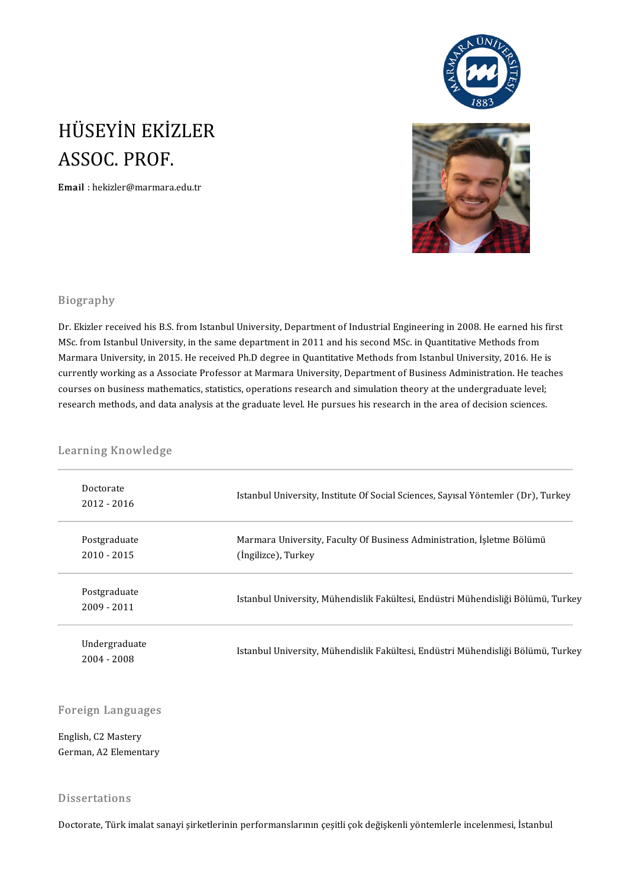# HÜSEYİN EKİZLER
# ASSOC. PROF.

**Email** : hekizler@marmara.edu.tr

## Biography

Dr. Ekizler received his B.S. from Istanbul University, Department of Industrial Engineering in 2008. He earned his first MSc. from Istanbul University, in the same department in 2011 and his second MSc. in Quantitative Methods from Marmara University, in 2015. He received Ph.D degree in Quantitative Methods from Istanbul University, 2016. He is currently working as a Associate Professor at Marmara University, Department of Business Administration. He teaches courses on business mathematics, statistics, operations research and simulation theory at the undergraduate level; research methods, and data analysis at the graduate level. He pursues his research in the area of decision sciences.

## Learning Knowledge

| | |
|---|---|
| Doctorate<br>2012 - 2016 | Istanbul University, Institute Of Social Sciences, Sayısal Yöntemler (Dr), Turkey |
| Postgraduate<br>2010 - 2015 | Marmara University, Faculty Of Business Administration, İşletme Bölümü (İngilizce), Turkey |
| Postgraduate<br>2009 - 2011 | Istanbul University, Mühendislik Fakültesi, Endüstri Mühendisliği Bölümü, Turkey |
| Undergraduate<br>2004 - 2008 | Istanbul University, Mühendislik Fakültesi, Endüstri Mühendisliği Bölümü, Turkey |

## Foreign Languages

English, C2 Mastery
German, A2 Elementary

## Dissertations

Doctorate, Türk imalat sanayi şirketlerinin performanslarının çeşitli çok değişkenli yöntemlerle incelenmesi, İstanbul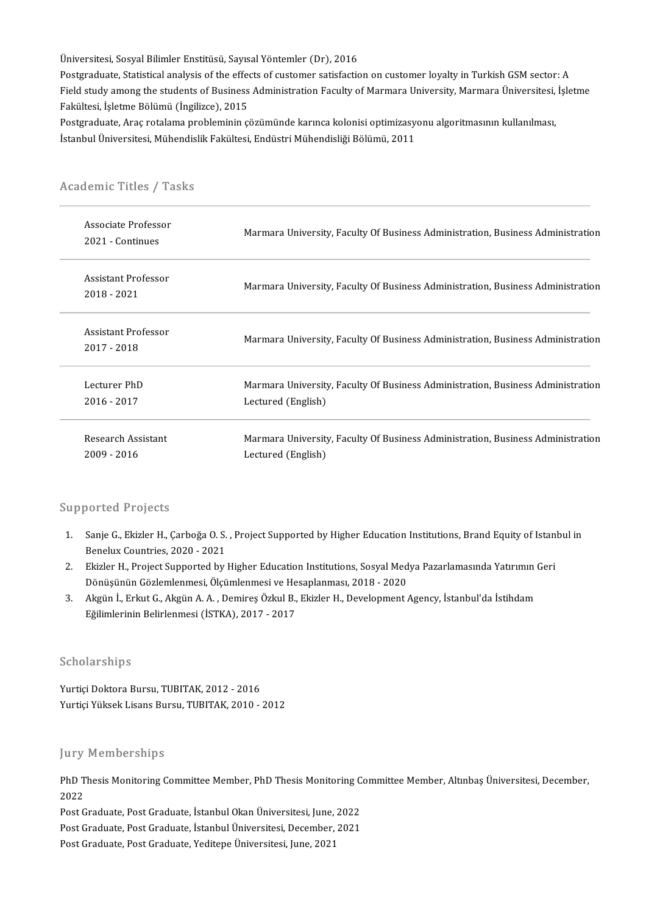Üniversitesi, Sosyal Bilimler Enstitüsü, Sayısal Yöntemler (Dr), 2016

Postgraduate, Statistical analysis of the effects of customer satisfaction on customer loyalty in Turkish GSM sector: A Field study among the students of Business Administration Faculty of Marmara University, Marmara Üniversitesi, İşletme Fakültesi, İşletme Bölümü (İngilizce), 2015

Postgraduate, Araç rotalama probleminin çözümünde karınca kolonisi optimizasyonu algoritmasının kullanılması, İstanbul Üniversitesi, Mühendislik Fakültesi, Endüstri Mühendisliği Bölümü, 2011

## Academic Titles / Tasks

| | |
|---|---|
| Associate Professor<br>2021 - Continues | Marmara University, Faculty Of Business Administration, Business Administration |
| Assistant Professor<br>2018 - 2021 | Marmara University, Faculty Of Business Administration, Business Administration |
| Assistant Professor<br>2017 - 2018 | Marmara University, Faculty Of Business Administration, Business Administration |
| Lecturer PhD<br>2016 - 2017 | Marmara University, Faculty Of Business Administration, Business Administration<br>Lectured (English) |
| Research Assistant<br>2009 - 2016 | Marmara University, Faculty Of Business Administration, Business Administration<br>Lectured (English) |

## Supported Projects

1. Sanje G., Ekizler H., Çarboğa O. S. , Project Supported by Higher Education Institutions, Brand Equity of Istanbul in Benelux Countries, 2020 - 2021
2. Ekizler H., Project Supported by Higher Education Institutions, Sosyal Medya Pazarlamasında Yatırımın Geri Dönüşünün Gözlemlenmesi, Ölçümlenmesi ve Hesaplanması, 2018 - 2020
3. Akgün İ., Erkut G., Akgün A. A. , Demireş Özkul B., Ekizler H., Development Agency, İstanbul'da İstihdam Eğilimlerinin Belirlenmesi (İSTKA), 2017 - 2017

## Scholarships

Yurtiçi Doktora Bursu, TUBITAK, 2012 - 2016

Yurtiçi Yüksek Lisans Bursu, TUBITAK, 2010 - 2012

## Jury Memberships

PhD Thesis Monitoring Committee Member, PhD Thesis Monitoring Committee Member, Altınbaş Üniversitesi, December, 2022

Post Graduate, Post Graduate, İstanbul Okan Üniversitesi, June, 2022

Post Graduate, Post Graduate, İstanbul Üniversitesi, December, 2021

Post Graduate, Post Graduate, Yeditepe Üniversitesi, June, 2021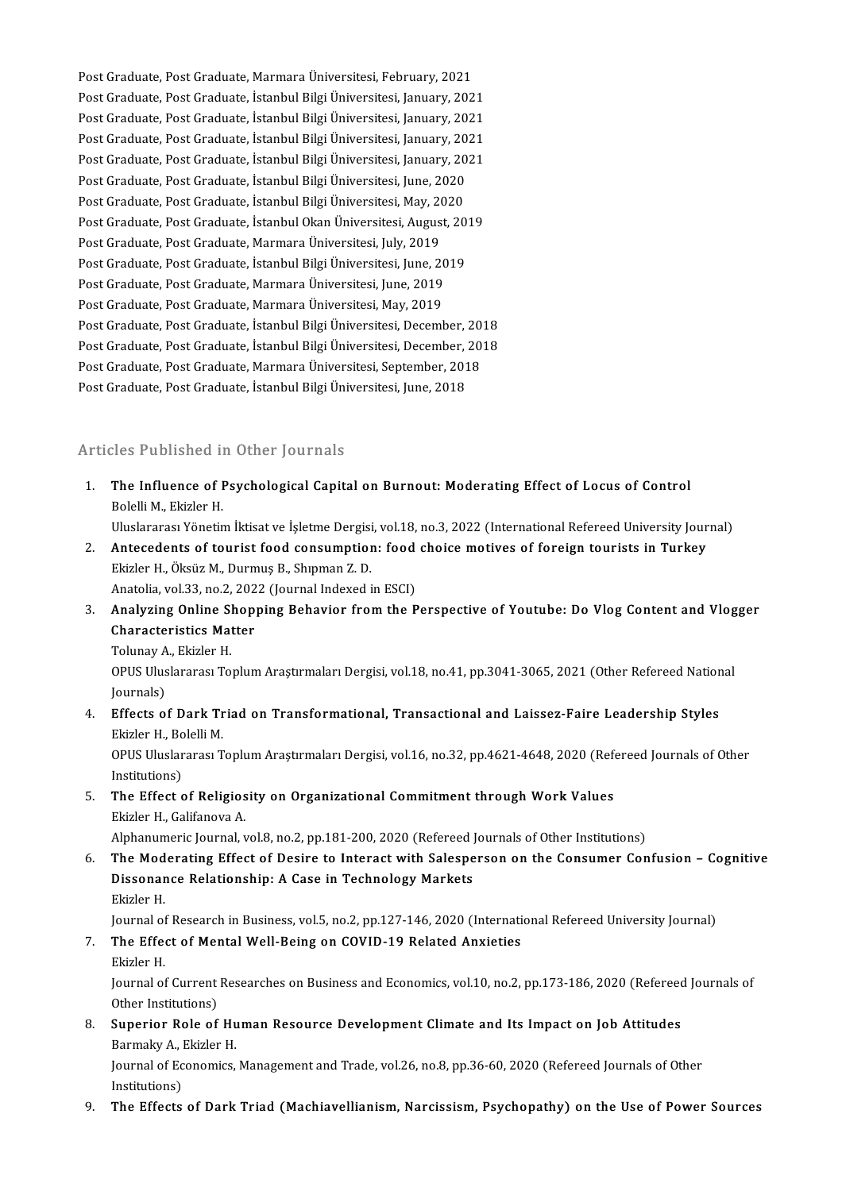Post Graduate, Post Graduate, Marmara Üniversitesi, February, 2021
Post Graduate, Post Graduate, İstanbul Bilgi Üniversitesi, January, 2021
Post Graduate, Post Graduate, İstanbul Bilgi Üniversitesi, January, 2021
Post Graduate, Post Graduate, İstanbul Bilgi Üniversitesi, January, 2021
Post Graduate, Post Graduate, İstanbul Bilgi Üniversitesi, January, 2021
Post Graduate, Post Graduate, İstanbul Bilgi Üniversitesi, June, 2020
Post Graduate, Post Graduate, İstanbul Bilgi Üniversitesi, May, 2020
Post Graduate, Post Graduate, İstanbul Okan Üniversitesi, August, 2019
Post Graduate, Post Graduate, Marmara Üniversitesi, July, 2019
Post Graduate, Post Graduate, İstanbul Bilgi Üniversitesi, June, 2019
Post Graduate, Post Graduate, Marmara Üniversitesi, June, 2019
Post Graduate, Post Graduate, Marmara Üniversitesi, May, 2019
Post Graduate, Post Graduate, İstanbul Bilgi Üniversitesi, December, 2018
Post Graduate, Post Graduate, İstanbul Bilgi Üniversitesi, December, 2018
Post Graduate, Post Graduate, Marmara Üniversitesi, September, 2018
Post Graduate, Post Graduate, İstanbul Bilgi Üniversitesi, June, 2018

## Articles Published in Other Journals

1. **The Influence of Psychological Capital on Burnout: Moderating Effect of Locus of Control**
   Bolelli M., Ekizler H.
   Uluslararası Yönetim İktisat ve İşletme Dergisi, vol.18, no.3, 2022 (International Refereed University Journal)
2. **Antecedents of tourist food consumption: food choice motives of foreign tourists in Turkey**
   Ekizler H., Öksüz M., Durmuş B., Shıpman Z. D.
   Anatolia, vol.33, no.2, 2022 (Journal Indexed in ESCI)
3. **Analyzing Online Shopping Behavior from the Perspective of Youtube: Do Vlog Content and Vlogger Characteristics Matter**
   Tolunay A., Ekizler H.
   OPUS Uluslararası Toplum Araştırmaları Dergisi, vol.18, no.41, pp.3041-3065, 2021 (Other Refereed National Journals)
4. **Effects of Dark Triad on Transformational, Transactional and Laissez-Faire Leadership Styles**
   Ekizler H., Bolelli M.
   OPUS Uluslararası Toplum Araştırmaları Dergisi, vol.16, no.32, pp.4621-4648, 2020 (Refereed Journals of Other Institutions)
5. **The Effect of Religiosity on Organizational Commitment through Work Values**
   Ekizler H., Galifanova A.
   Alphanumeric Journal, vol.8, no.2, pp.181-200, 2020 (Refereed Journals of Other Institutions)
6. **The Moderating Effect of Desire to Interact with Salesperson on the Consumer Confusion – Cognitive Dissonance Relationship: A Case in Technology Markets**
   Ekizler H.
   Journal of Research in Business, vol.5, no.2, pp.127-146, 2020 (International Refereed University Journal)
7. **The Effect of Mental Well-Being on COVID-19 Related Anxieties**
   Ekizler H.
   Journal of Current Researches on Business and Economics, vol.10, no.2, pp.173-186, 2020 (Refereed Journals of Other Institutions)
8. **Superior Role of Human Resource Development Climate and Its Impact on Job Attitudes**
   Barmaky A., Ekizler H.
   Journal of Economics, Management and Trade, vol.26, no.8, pp.36-60, 2020 (Refereed Journals of Other Institutions)
9. **The Effects of Dark Triad (Machiavellianism, Narcissism, Psychopathy) on the Use of Power Sources**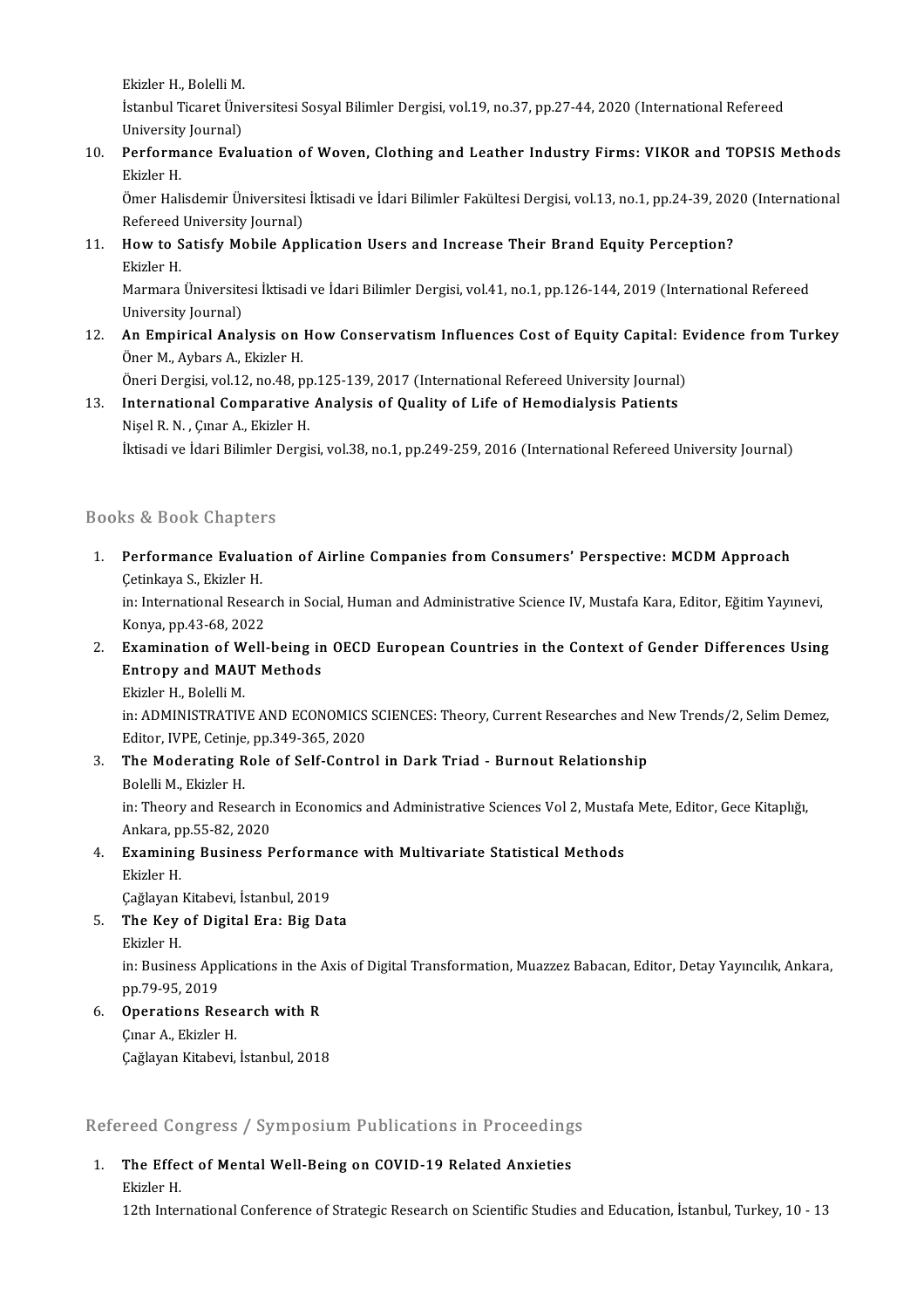Ekizler H., Bolelli M.
İstanbul Ticaret Üniversitesi Sosyal Bilimler Dergisi, vol.19, no.37, pp.27-44, 2020 (International Refereed University Journal)

10. **Performance Evaluation of Woven, Clothing and Leather Industry Firms: VIKOR and TOPSIS Methods**
    Ekizler H.
    Ömer Halisdemir Üniversitesi İktisadi ve İdari Bilimler Fakültesi Dergisi, vol.13, no.1, pp.24-39, 2020 (International Refereed University Journal)
11. **How to Satisfy Mobile Application Users and Increase Their Brand Equity Perception?**
    Ekizler H.
    Marmara Üniversitesi İktisadi ve İdari Bilimler Dergisi, vol.41, no.1, pp.126-144, 2019 (International Refereed University Journal)
12. **An Empirical Analysis on How Conservatism Influences Cost of Equity Capital: Evidence from Turkey**
    Öner M., Aybars A., Ekizler H.
    Öneri Dergisi, vol.12, no.48, pp.125-139, 2017 (International Refereed University Journal)
13. **International Comparative Analysis of Quality of Life of Hemodialysis Patients**
    Nişel R. N. , Çınar A., Ekizler H.
    İktisadi ve İdari Bilimler Dergisi, vol.38, no.1, pp.249-259, 2016 (International Refereed University Journal)

## Books & Book Chapters

1. **Performance Evaluation of Airline Companies from Consumers' Perspective: MCDM Approach**
   Çetinkaya S., Ekizler H.
   in: International Research in Social, Human and Administrative Science IV, Mustafa Kara, Editor, Eğitim Yayınevi, Konya, pp.43-68, 2022
2. **Examination of Well-being in OECD European Countries in the Context of Gender Differences Using Entropy and MAUT Methods**
   Ekizler H., Bolelli M.
   in: ADMINISTRATIVE AND ECONOMICS SCIENCES: Theory, Current Researches and New Trends/2, Selim Demez, Editor, IVPE, Cetinje, pp.349-365, 2020
3. **The Moderating Role of Self-Control in Dark Triad - Burnout Relationship**
   Bolelli M., Ekizler H.
   in: Theory and Research in Economics and Administrative Sciences Vol 2, Mustafa Mete, Editor, Gece Kitaplığı, Ankara, pp.55-82, 2020
4. **Examining Business Performance with Multivariate Statistical Methods**
   Ekizler H.
   Çağlayan Kitabevi, İstanbul, 2019
5. **The Key of Digital Era: Big Data**
   Ekizler H.
   in: Business Applications in the Axis of Digital Transformation, Muazzez Babacan, Editor, Detay Yayıncılık, Ankara, pp.79-95, 2019
6. **Operations Research with R**
   Çınar A., Ekizler H.
   Çağlayan Kitabevi, İstanbul, 2018

## Refereed Congress / Symposium Publications in Proceedings

1. **The Effect of Mental Well-Being on COVID-19 Related Anxieties**
   Ekizler H.
   12th International Conference of Strategic Research on Scientific Studies and Education, İstanbul, Turkey, 10 - 13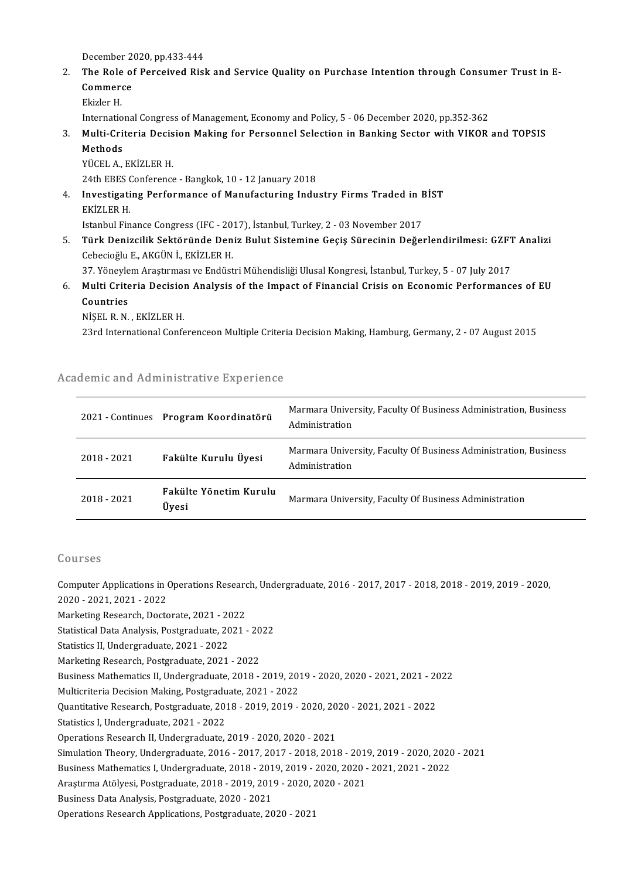December 2020, pp.433-444

2. **The Role of Perceived Risk and Service Quality on Purchase Intention through Consumer Trust in E-Commerce**
   Ekizler H.
   International Congress of Management, Economy and Policy, 5 - 06 December 2020, pp.352-362
3. **Multi-Criteria Decision Making for Personnel Selection in Banking Sector with VIKOR and TOPSIS Methods**
   YÜCEL A., EKİZLER H.
   24th EBES Conference - Bangkok, 10 - 12 January 2018
4. **Investigating Performance of Manufacturing Industry Firms Traded in BİST**
   EKİZLER H.
   Istanbul Finance Congress (IFC - 2017), İstanbul, Turkey, 2 - 03 November 2017
5. **Türk Denizcilik Sektöründe Deniz Bulut Sistemine Geçiş Sürecinin Değerlendirilmesi: GZFT Analizi**
   Cebecioğlu E., AKGÜN İ., EKİZLER H.
   37. Yöneylem Araştırması ve Endüstri Mühendisliği Ulusal Kongresi, İstanbul, Turkey, 5 - 07 July 2017
6. **Multi Criteria Decision Analysis of the Impact of Financial Crisis on Economic Performances of EU Countries**
   NİŞEL R. N. , EKİZLER H.
   23rd International Conferenceon Multiple Criteria Decision Making, Hamburg, Germany, 2 - 07 August 2015

## Academic and Administrative Experience

| | | |
|---|---|---|
| 2021 - Continues | **Program Koordinatörü** | Marmara University, Faculty Of Business Administration, Business Administration |
| 2018 - 2021 | **Fakülte Kurulu Üyesi** | Marmara University, Faculty Of Business Administration, Business Administration |
| 2018 - 2021 | **Fakülte Yönetim Kurulu Üyesi** | Marmara University, Faculty Of Business Administration |

## Courses

Computer Applications in Operations Research, Undergraduate, 2016 - 2017, 2017 - 2018, 2018 - 2019, 2019 - 2020, 2020 - 2021, 2021 - 2022
Marketing Research, Doctorate, 2021 - 2022
Statistical Data Analysis, Postgraduate, 2021 - 2022
Statistics II, Undergraduate, 2021 - 2022
Marketing Research, Postgraduate, 2021 - 2022
Business Mathematics II, Undergraduate, 2018 - 2019, 2019 - 2020, 2020 - 2021, 2021 - 2022
Multicriteria Decision Making, Postgraduate, 2021 - 2022
Quantitative Research, Postgraduate, 2018 - 2019, 2019 - 2020, 2020 - 2021, 2021 - 2022
Statistics I, Undergraduate, 2021 - 2022
Operations Research II, Undergraduate, 2019 - 2020, 2020 - 2021
Simulation Theory, Undergraduate, 2016 - 2017, 2017 - 2018, 2018 - 2019, 2019 - 2020, 2020 - 2021
Business Mathematics I, Undergraduate, 2018 - 2019, 2019 - 2020, 2020 - 2021, 2021 - 2022
Araştırma Atölyesi, Postgraduate, 2018 - 2019, 2019 - 2020, 2020 - 2021
Business Data Analysis, Postgraduate, 2020 - 2021
Operations Research Applications, Postgraduate, 2020 - 2021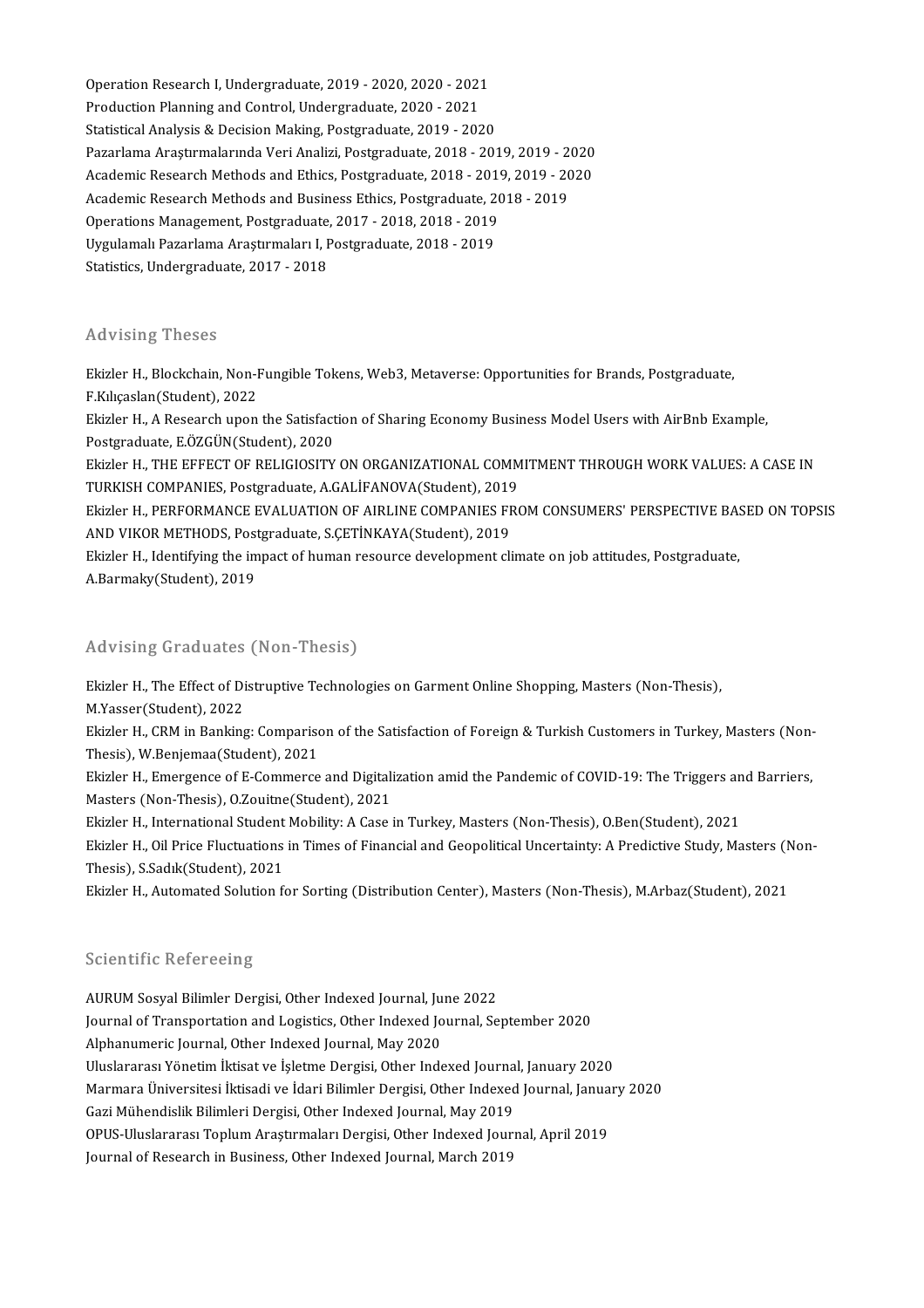Operation Research I, Undergraduate, 2019 - 2020, 2020 - 2021
Production Planning and Control, Undergraduate, 2020 - 2021
Statistical Analysis & Decision Making, Postgraduate, 2019 - 2020
Pazarlama Araştırmalarında Veri Analizi, Postgraduate, 2018 - 2019, 2019 - 2020
Academic Research Methods and Ethics, Postgraduate, 2018 - 2019, 2019 - 2020
Academic Research Methods and Business Ethics, Postgraduate, 2018 - 2019
Operations Management, Postgraduate, 2017 - 2018, 2018 - 2019
Uygulamalı Pazarlama Araştırmaları I, Postgraduate, 2018 - 2019
Statistics, Undergraduate, 2017 - 2018

## Advising Theses

Ekizler H., Blockchain, Non-Fungible Tokens, Web3, Metaverse: Opportunities for Brands, Postgraduate, F.Kılıçaslan(Student), 2022

Ekizler H., A Research upon the Satisfaction of Sharing Economy Business Model Users with AirBnb Example, Postgraduate, E.ÖZGÜN(Student), 2020

Ekizler H., THE EFFECT OF RELIGIOSITY ON ORGANIZATIONAL COMMITMENT THROUGH WORK VALUES: A CASE IN TURKISH COMPANIES, Postgraduate, A.GALİFANOVA(Student), 2019

Ekizler H., PERFORMANCE EVALUATION OF AIRLINE COMPANIES FROM CONSUMERS' PERSPECTIVE BASED ON TOPSIS AND VIKOR METHODS, Postgraduate, S.ÇETİNKAYA(Student), 2019

Ekizler H., Identifying the impact of human resource development climate on job attitudes, Postgraduate, A.Barmaky(Student), 2019

## Advising Graduates (Non-Thesis)

Ekizler H., The Effect of Distruptive Technologies on Garment Online Shopping, Masters (Non-Thesis), M.Yasser(Student), 2022

Ekizler H., CRM in Banking: Comparison of the Satisfaction of Foreign & Turkish Customers in Turkey, Masters (Non-Thesis), W.Benjemaa(Student), 2021

Ekizler H., Emergence of E-Commerce and Digitalization amid the Pandemic of COVID-19: The Triggers and Barriers, Masters (Non-Thesis), O.Zouitne(Student), 2021

Ekizler H., International Student Mobility: A Case in Turkey, Masters (Non-Thesis), O.Ben(Student), 2021

Ekizler H., Oil Price Fluctuations in Times of Financial and Geopolitical Uncertainty: A Predictive Study, Masters (Non-Thesis), S.Sadık(Student), 2021

Ekizler H., Automated Solution for Sorting (Distribution Center), Masters (Non-Thesis), M.Arbaz(Student), 2021

## Scientific Refereeing

AURUM Sosyal Bilimler Dergisi, Other Indexed Journal, June 2022
Journal of Transportation and Logistics, Other Indexed Journal, September 2020
Alphanumeric Journal, Other Indexed Journal, May 2020
Uluslararası Yönetim İktisat ve İşletme Dergisi, Other Indexed Journal, January 2020
Marmara Üniversitesi İktisadi ve İdari Bilimler Dergisi, Other Indexed Journal, January 2020
Gazi Mühendislik Bilimleri Dergisi, Other Indexed Journal, May 2019
OPUS-Uluslararası Toplum Araştırmaları Dergisi, Other Indexed Journal, April 2019
Journal of Research in Business, Other Indexed Journal, March 2019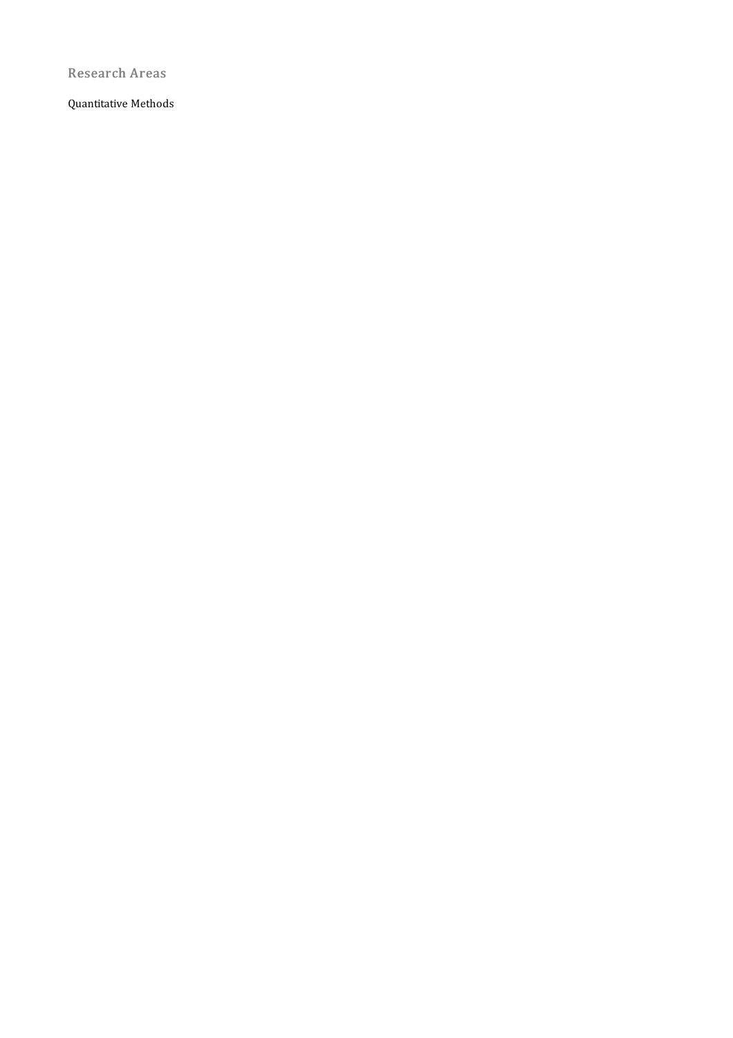## Research Areas

Quantitative Methods